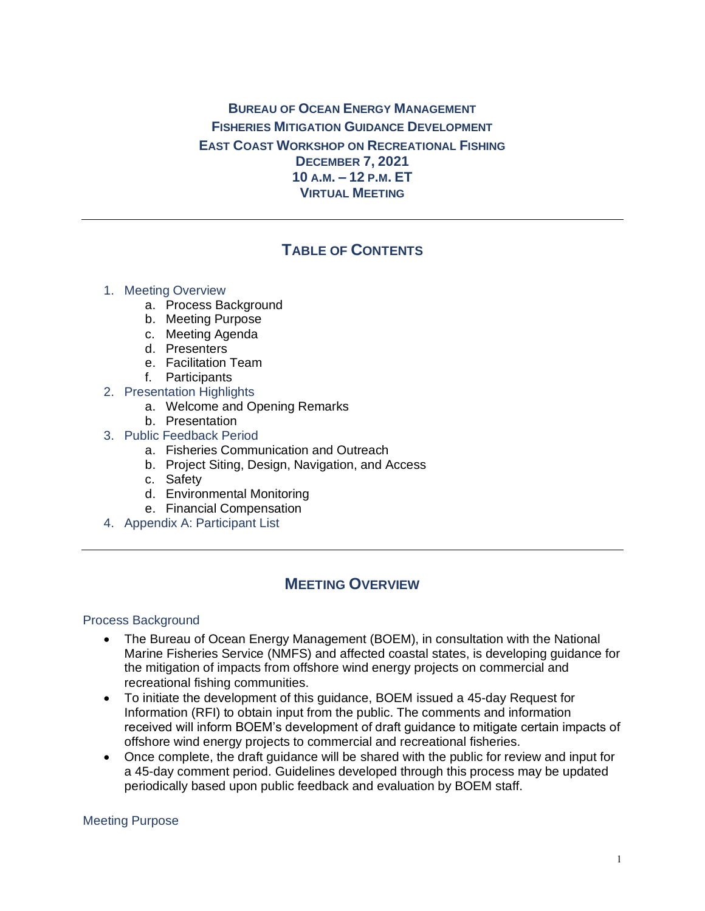**BUREAU OF OCEAN ENERGY MANAGEMENT**
**FISHERIES MITIGATION GUIDANCE DEVELOPMENT**
**EAST COAST WORKSHOP ON RECREATIONAL FISHING**
**DECEMBER 7, 2021**
**10 A.M. – 12 P.M. ET**
**VIRTUAL MEETING**

---

## TABLE OF CONTENTS

1. Meeting Overview
   a. Process Background
   b. Meeting Purpose
   c. Meeting Agenda
   d. Presenters
   e. Facilitation Team
   f. Participants
2. Presentation Highlights
   a. Welcome and Opening Remarks
   b. Presentation
3. Public Feedback Period
   a. Fisheries Communication and Outreach
   b. Project Siting, Design, Navigation, and Access
   c. Safety
   d. Environmental Monitoring
   e. Financial Compensation
4. Appendix A: Participant List

---

## MEETING OVERVIEW

### Process Background

- The Bureau of Ocean Energy Management (BOEM), in consultation with the National Marine Fisheries Service (NMFS) and affected coastal states, is developing guidance for the mitigation of impacts from offshore wind energy projects on commercial and recreational fishing communities.
- To initiate the development of this guidance, BOEM issued a 45-day Request for Information (RFI) to obtain input from the public. The comments and information received will inform BOEM's development of draft guidance to mitigate certain impacts of offshore wind energy projects to commercial and recreational fisheries.
- Once complete, the draft guidance will be shared with the public for review and input for a 45-day comment period. Guidelines developed through this process may be updated periodically based upon public feedback and evaluation by BOEM staff.

### Meeting Purpose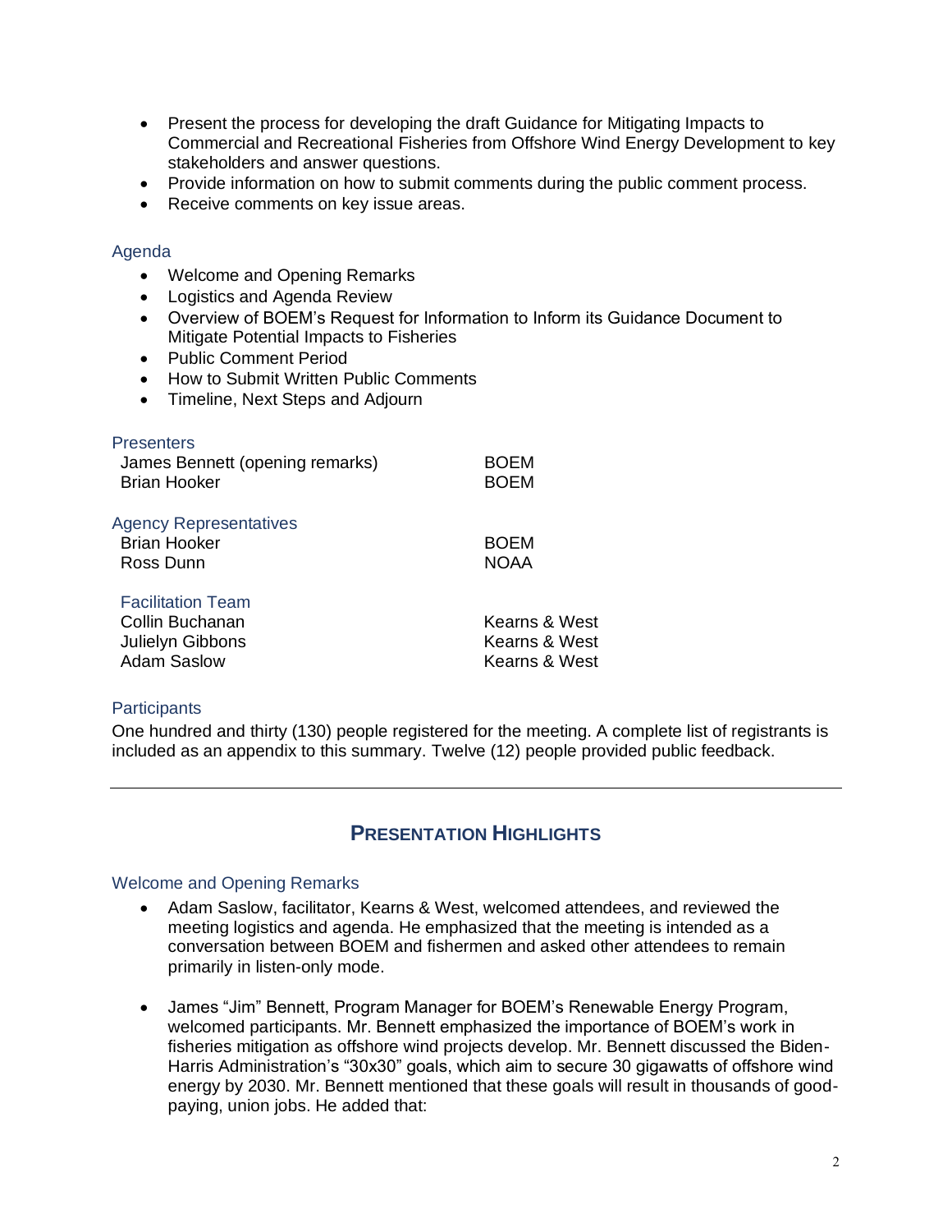- Present the process for developing the draft Guidance for Mitigating Impacts to Commercial and Recreational Fisheries from Offshore Wind Energy Development to key stakeholders and answer questions.
- Provide information on how to submit comments during the public comment process.
- Receive comments on key issue areas.

### Agenda

- Welcome and Opening Remarks
- Logistics and Agenda Review
- Overview of BOEM's Request for Information to Inform its Guidance Document to Mitigate Potential Impacts to Fisheries
- Public Comment Period
- How to Submit Written Public Comments
- Timeline, Next Steps and Adjourn

### Presenters

| | |
|---|---|
| James Bennett (opening remarks) | BOEM |
| Brian Hooker | BOEM |

### Agency Representatives

| | |
|---|---|
| Brian Hooker | BOEM |
| Ross Dunn | NOAA |

### Facilitation Team

| | |
|---|---|
| Collin Buchanan | Kearns & West |
| Julielyn Gibbons | Kearns & West |
| Adam Saslow | Kearns & West |

### Participants

One hundred and thirty (130) people registered for the meeting. A complete list of registrants is included as an appendix to this summary. Twelve (12) people provided public feedback.

---

## PRESENTATION HIGHLIGHTS

### Welcome and Opening Remarks

- Adam Saslow, facilitator, Kearns & West, welcomed attendees, and reviewed the meeting logistics and agenda. He emphasized that the meeting is intended as a conversation between BOEM and fishermen and asked other attendees to remain primarily in listen-only mode.

- James "Jim" Bennett, Program Manager for BOEM's Renewable Energy Program, welcomed participants. Mr. Bennett emphasized the importance of BOEM's work in fisheries mitigation as offshore wind projects develop. Mr. Bennett discussed the Biden-Harris Administration's "30x30" goals, which aim to secure 30 gigawatts of offshore wind energy by 2030. Mr. Bennett mentioned that these goals will result in thousands of good-paying, union jobs. He added that: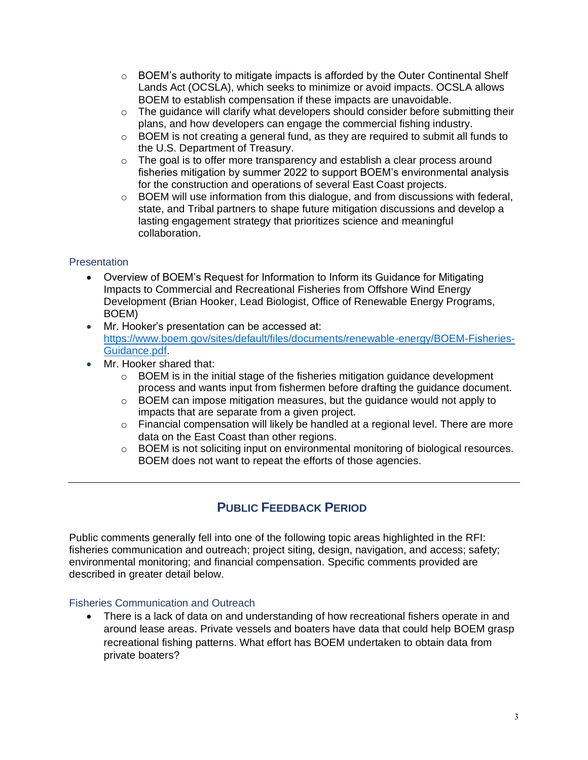- BOEM's authority to mitigate impacts is afforded by the Outer Continental Shelf Lands Act (OCSLA), which seeks to minimize or avoid impacts. OCSLA allows BOEM to establish compensation if these impacts are unavoidable.
  - The guidance will clarify what developers should consider before submitting their plans, and how developers can engage the commercial fishing industry.
  - BOEM is not creating a general fund, as they are required to submit all funds to the U.S. Department of Treasury.
  - The goal is to offer more transparency and establish a clear process around fisheries mitigation by summer 2022 to support BOEM's environmental analysis for the construction and operations of several East Coast projects.
  - BOEM will use information from this dialogue, and from discussions with federal, state, and Tribal partners to shape future mitigation discussions and develop a lasting engagement strategy that prioritizes science and meaningful collaboration.

### Presentation

- Overview of BOEM's Request for Information to Inform its Guidance for Mitigating Impacts to Commercial and Recreational Fisheries from Offshore Wind Energy Development (Brian Hooker, Lead Biologist, Office of Renewable Energy Programs, BOEM)
- Mr. Hooker's presentation can be accessed at: [https://www.boem.gov/sites/default/files/documents/renewable-energy/BOEM-Fisheries-Guidance.pdf](https://www.boem.gov/sites/default/files/documents/renewable-energy/BOEM-Fisheries-Guidance.pdf).
- Mr. Hooker shared that:
  - BOEM is in the initial stage of the fisheries mitigation guidance development process and wants input from fishermen before drafting the guidance document.
  - BOEM can impose mitigation measures, but the guidance would not apply to impacts that are separate from a given project.
  - Financial compensation will likely be handled at a regional level. There are more data on the East Coast than other regions.
  - BOEM is not soliciting input on environmental monitoring of biological resources. BOEM does not want to repeat the efforts of those agencies.

---

## Public Feedback Period

Public comments generally fell into one of the following topic areas highlighted in the RFI: fisheries communication and outreach; project siting, design, navigation, and access; safety; environmental monitoring; and financial compensation. Specific comments provided are described in greater detail below.

### Fisheries Communication and Outreach

- There is a lack of data on and understanding of how recreational fishers operate in and around lease areas. Private vessels and boaters have data that could help BOEM grasp recreational fishing patterns. What effort has BOEM undertaken to obtain data from private boaters?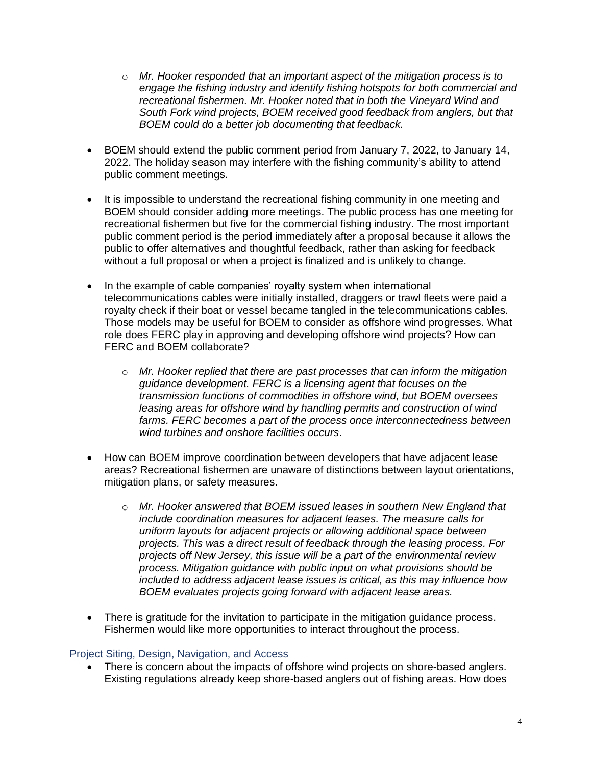- *Mr. Hooker responded that an important aspect of the mitigation process is to engage the fishing industry and identify fishing hotspots for both commercial and recreational fishermen. Mr. Hooker noted that in both the Vineyard Wind and South Fork wind projects, BOEM received good feedback from anglers, but that BOEM could do a better job documenting that feedback.*

- BOEM should extend the public comment period from January 7, 2022, to January 14, 2022. The holiday season may interfere with the fishing community's ability to attend public comment meetings.

- It is impossible to understand the recreational fishing community in one meeting and BOEM should consider adding more meetings. The public process has one meeting for recreational fishermen but five for the commercial fishing industry. The most important public comment period is the period immediately after a proposal because it allows the public to offer alternatives and thoughtful feedback, rather than asking for feedback without a full proposal or when a project is finalized and is unlikely to change.

- In the example of cable companies' royalty system when international telecommunications cables were initially installed, draggers or trawl fleets were paid a royalty check if their boat or vessel became tangled in the telecommunications cables. Those models may be useful for BOEM to consider as offshore wind progresses. What role does FERC play in approving and developing offshore wind projects? How can FERC and BOEM collaborate?

  - *Mr. Hooker replied that there are past processes that can inform the mitigation guidance development. FERC is a licensing agent that focuses on the transmission functions of commodities in offshore wind, but BOEM oversees leasing areas for offshore wind by handling permits and construction of wind farms. FERC becomes a part of the process once interconnectedness between wind turbines and onshore facilities occurs.*

- How can BOEM improve coordination between developers that have adjacent lease areas? Recreational fishermen are unaware of distinctions between layout orientations, mitigation plans, or safety measures.

  - *Mr. Hooker answered that BOEM issued leases in southern New England that include coordination measures for adjacent leases. The measure calls for uniform layouts for adjacent projects or allowing additional space between projects. This was a direct result of feedback through the leasing process. For projects off New Jersey, this issue will be a part of the environmental review process. Mitigation guidance with public input on what provisions should be included to address adjacent lease issues is critical, as this may influence how BOEM evaluates projects going forward with adjacent lease areas.*

- There is gratitude for the invitation to participate in the mitigation guidance process. Fishermen would like more opportunities to interact throughout the process.

### Project Siting, Design, Navigation, and Access

- There is concern about the impacts of offshore wind projects on shore-based anglers. Existing regulations already keep shore-based anglers out of fishing areas. How does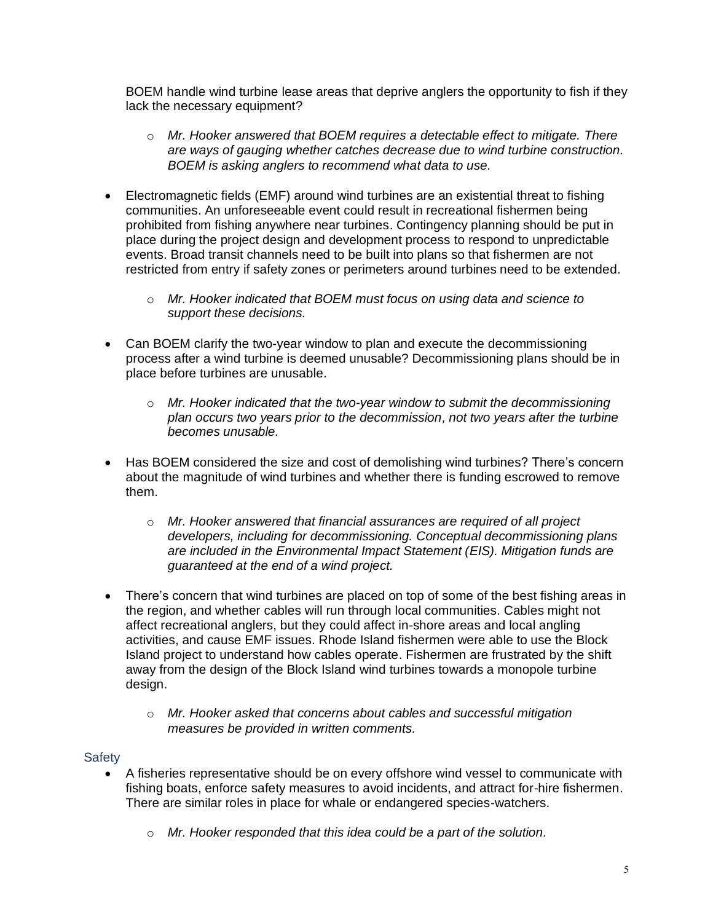BOEM handle wind turbine lease areas that deprive anglers the opportunity to fish if they lack the necessary equipment?

  - *Mr. Hooker answered that BOEM requires a detectable effect to mitigate. There are ways of gauging whether catches decrease due to wind turbine construction. BOEM is asking anglers to recommend what data to use.*

- Electromagnetic fields (EMF) around wind turbines are an existential threat to fishing communities. An unforeseeable event could result in recreational fishermen being prohibited from fishing anywhere near turbines. Contingency planning should be put in place during the project design and development process to respond to unpredictable events. Broad transit channels need to be built into plans so that fishermen are not restricted from entry if safety zones or perimeters around turbines need to be extended.

  - *Mr. Hooker indicated that BOEM must focus on using data and science to support these decisions.*

- Can BOEM clarify the two-year window to plan and execute the decommissioning process after a wind turbine is deemed unusable? Decommissioning plans should be in place before turbines are unusable.

  - *Mr. Hooker indicated that the two-year window to submit the decommissioning plan occurs two years prior to the decommission, not two years after the turbine becomes unusable.*

- Has BOEM considered the size and cost of demolishing wind turbines? There's concern about the magnitude of wind turbines and whether there is funding escrowed to remove them.

  - *Mr. Hooker answered that financial assurances are required of all project developers, including for decommissioning. Conceptual decommissioning plans are included in the Environmental Impact Statement (EIS). Mitigation funds are guaranteed at the end of a wind project.*

- There's concern that wind turbines are placed on top of some of the best fishing areas in the region, and whether cables will run through local communities. Cables might not affect recreational anglers, but they could affect in-shore areas and local angling activities, and cause EMF issues. Rhode Island fishermen were able to use the Block Island project to understand how cables operate. Fishermen are frustrated by the shift away from the design of the Block Island wind turbines towards a monopole turbine design.

  - *Mr. Hooker asked that concerns about cables and successful mitigation measures be provided in written comments.*

### Safety

- A fisheries representative should be on every offshore wind vessel to communicate with fishing boats, enforce safety measures to avoid incidents, and attract for-hire fishermen. There are similar roles in place for whale or endangered species-watchers.

  - *Mr. Hooker responded that this idea could be a part of the solution.*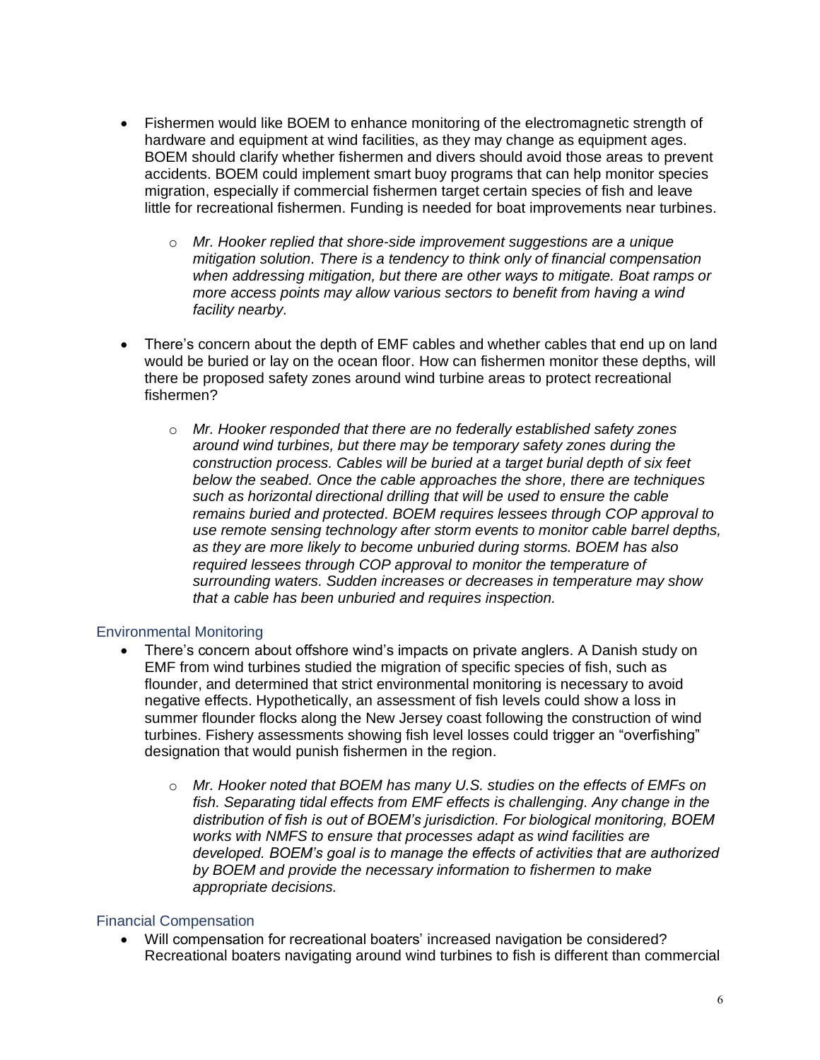- Fishermen would like BOEM to enhance monitoring of the electromagnetic strength of hardware and equipment at wind facilities, as they may change as equipment ages. BOEM should clarify whether fishermen and divers should avoid those areas to prevent accidents. BOEM could implement smart buoy programs that can help monitor species migration, especially if commercial fishermen target certain species of fish and leave little for recreational fishermen. Funding is needed for boat improvements near turbines.
  - *Mr. Hooker replied that shore-side improvement suggestions are a unique mitigation solution. There is a tendency to think only of financial compensation when addressing mitigation, but there are other ways to mitigate. Boat ramps or more access points may allow various sectors to benefit from having a wind facility nearby.*
- There's concern about the depth of EMF cables and whether cables that end up on land would be buried or lay on the ocean floor. How can fishermen monitor these depths, will there be proposed safety zones around wind turbine areas to protect recreational fishermen?
  - *Mr. Hooker responded that there are no federally established safety zones around wind turbines, but there may be temporary safety zones during the construction process. Cables will be buried at a target burial depth of six feet below the seabed. Once the cable approaches the shore, there are techniques such as horizontal directional drilling that will be used to ensure the cable remains buried and protected. BOEM requires lessees through COP approval to use remote sensing technology after storm events to monitor cable barrel depths, as they are more likely to become unburied during storms. BOEM has also required lessees through COP approval to monitor the temperature of surrounding waters. Sudden increases or decreases in temperature may show that a cable has been unburied and requires inspection.*

### Environmental Monitoring

- There's concern about offshore wind's impacts on private anglers. A Danish study on EMF from wind turbines studied the migration of specific species of fish, such as flounder, and determined that strict environmental monitoring is necessary to avoid negative effects. Hypothetically, an assessment of fish levels could show a loss in summer flounder flocks along the New Jersey coast following the construction of wind turbines. Fishery assessments showing fish level losses could trigger an "overfishing" designation that would punish fishermen in the region.
  - *Mr. Hooker noted that BOEM has many U.S. studies on the effects of EMFs on fish. Separating tidal effects from EMF effects is challenging. Any change in the distribution of fish is out of BOEM's jurisdiction. For biological monitoring, BOEM works with NMFS to ensure that processes adapt as wind facilities are developed. BOEM's goal is to manage the effects of activities that are authorized by BOEM and provide the necessary information to fishermen to make appropriate decisions.*

### Financial Compensation

- Will compensation for recreational boaters' increased navigation be considered? Recreational boaters navigating around wind turbines to fish is different than commercial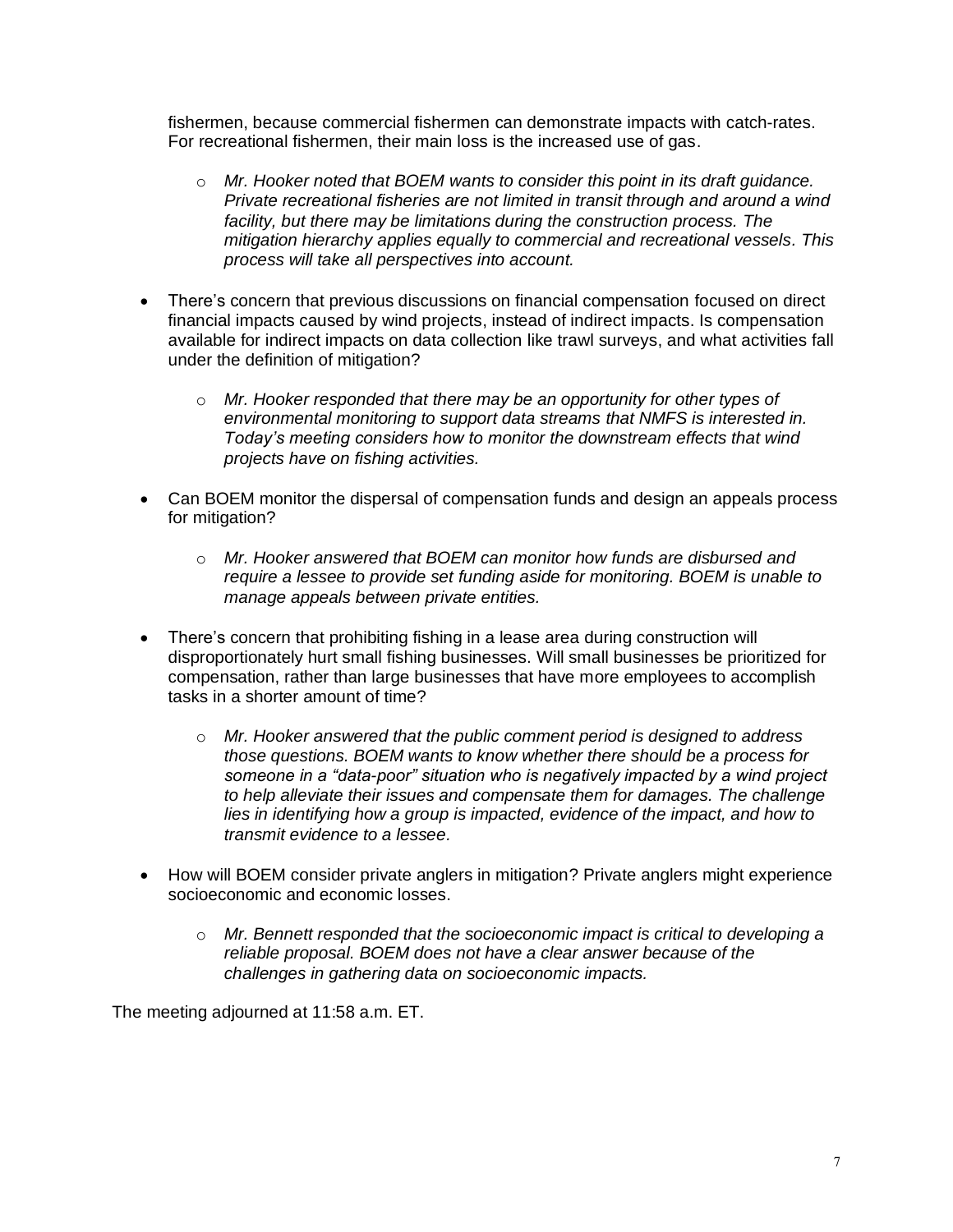fishermen, because commercial fishermen can demonstrate impacts with catch-rates. For recreational fishermen, their main loss is the increased use of gas.

  - *Mr. Hooker noted that BOEM wants to consider this point in its draft guidance. Private recreational fisheries are not limited in transit through and around a wind facility, but there may be limitations during the construction process. The mitigation hierarchy applies equally to commercial and recreational vessels. This process will take all perspectives into account.*

- There's concern that previous discussions on financial compensation focused on direct financial impacts caused by wind projects, instead of indirect impacts. Is compensation available for indirect impacts on data collection like trawl surveys, and what activities fall under the definition of mitigation?
  - *Mr. Hooker responded that there may be an opportunity for other types of environmental monitoring to support data streams that NMFS is interested in. Today's meeting considers how to monitor the downstream effects that wind projects have on fishing activities.*

- Can BOEM monitor the dispersal of compensation funds and design an appeals process for mitigation?
  - *Mr. Hooker answered that BOEM can monitor how funds are disbursed and require a lessee to provide set funding aside for monitoring. BOEM is unable to manage appeals between private entities.*

- There's concern that prohibiting fishing in a lease area during construction will disproportionately hurt small fishing businesses. Will small businesses be prioritized for compensation, rather than large businesses that have more employees to accomplish tasks in a shorter amount of time?
  - *Mr. Hooker answered that the public comment period is designed to address those questions. BOEM wants to know whether there should be a process for someone in a "data-poor" situation who is negatively impacted by a wind project to help alleviate their issues and compensate them for damages. The challenge lies in identifying how a group is impacted, evidence of the impact, and how to transmit evidence to a lessee.*

- How will BOEM consider private anglers in mitigation? Private anglers might experience socioeconomic and economic losses.
  - *Mr. Bennett responded that the socioeconomic impact is critical to developing a reliable proposal. BOEM does not have a clear answer because of the challenges in gathering data on socioeconomic impacts.*

The meeting adjourned at 11:58 a.m. ET.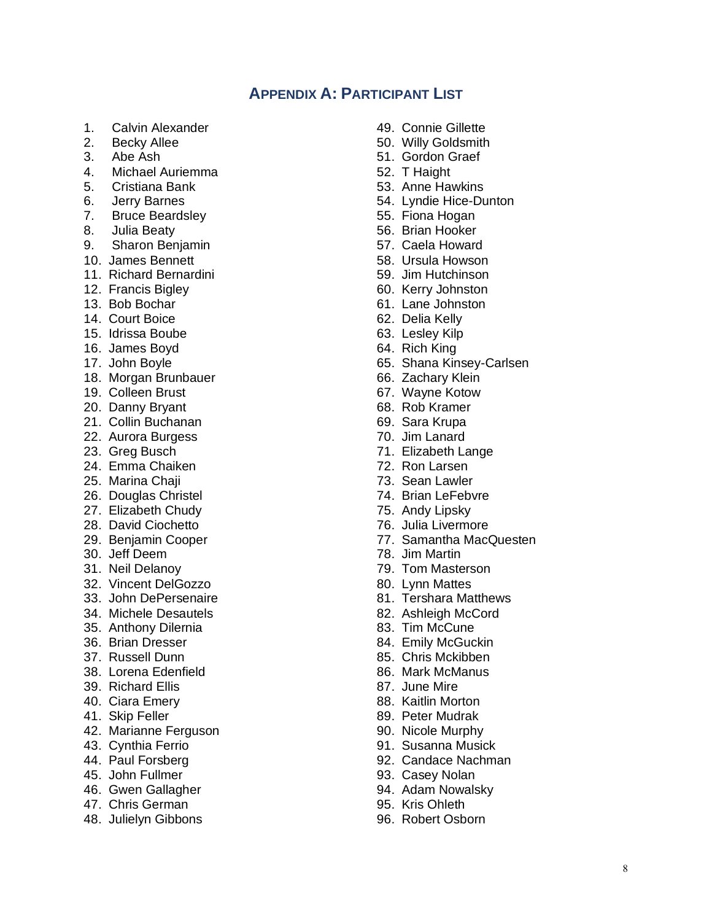## Appendix A: Participant List

1. Calvin Alexander
2. Becky Allee
3. Abe Ash
4. Michael Auriemma
5. Cristiana Bank
6. Jerry Barnes
7. Bruce Beardsley
8. Julia Beaty
9. Sharon Benjamin
10. James Bennett
11. Richard Bernardini
12. Francis Bigley
13. Bob Bochar
14. Court Boice
15. Idrissa Boube
16. James Boyd
17. John Boyle
18. Morgan Brunbauer
19. Colleen Brust
20. Danny Bryant
21. Collin Buchanan
22. Aurora Burgess
23. Greg Busch
24. Emma Chaiken
25. Marina Chaji
26. Douglas Christel
27. Elizabeth Chudy
28. David Ciochetto
29. Benjamin Cooper
30. Jeff Deem
31. Neil Delanoy
32. Vincent DelGozzo
33. John DePersenaire
34. Michele Desautels
35. Anthony Dilernia
36. Brian Dresser
37. Russell Dunn
38. Lorena Edenfield
39. Richard Ellis
40. Ciara Emery
41. Skip Feller
42. Marianne Ferguson
43. Cynthia Ferrio
44. Paul Forsberg
45. John Fullmer
46. Gwen Gallagher
47. Chris German
48. Julielyn Gibbons
49. Connie Gillette
50. Willy Goldsmith
51. Gordon Graef
52. T Haight
53. Anne Hawkins
54. Lyndie Hice-Dunton
55. Fiona Hogan
56. Brian Hooker
57. Caela Howard
58. Ursula Howson
59. Jim Hutchinson
60. Kerry Johnston
61. Lane Johnston
62. Delia Kelly
63. Lesley Kilp
64. Rich King
65. Shana Kinsey-Carlsen
66. Zachary Klein
67. Wayne Kotow
68. Rob Kramer
69. Sara Krupa
70. Jim Lanard
71. Elizabeth Lange
72. Ron Larsen
73. Sean Lawler
74. Brian LeFebvre
75. Andy Lipsky
76. Julia Livermore
77. Samantha MacQuesten
78. Jim Martin
79. Tom Masterson
80. Lynn Mattes
81. Tershara Matthews
82. Ashleigh McCord
83. Tim McCune
84. Emily McGuckin
85. Chris Mckibben
86. Mark McManus
87. June Mire
88. Kaitlin Morton
89. Peter Mudrak
90. Nicole Murphy
91. Susanna Musick
92. Candace Nachman
93. Casey Nolan
94. Adam Nowalsky
95. Kris Ohleth
96. Robert Osborn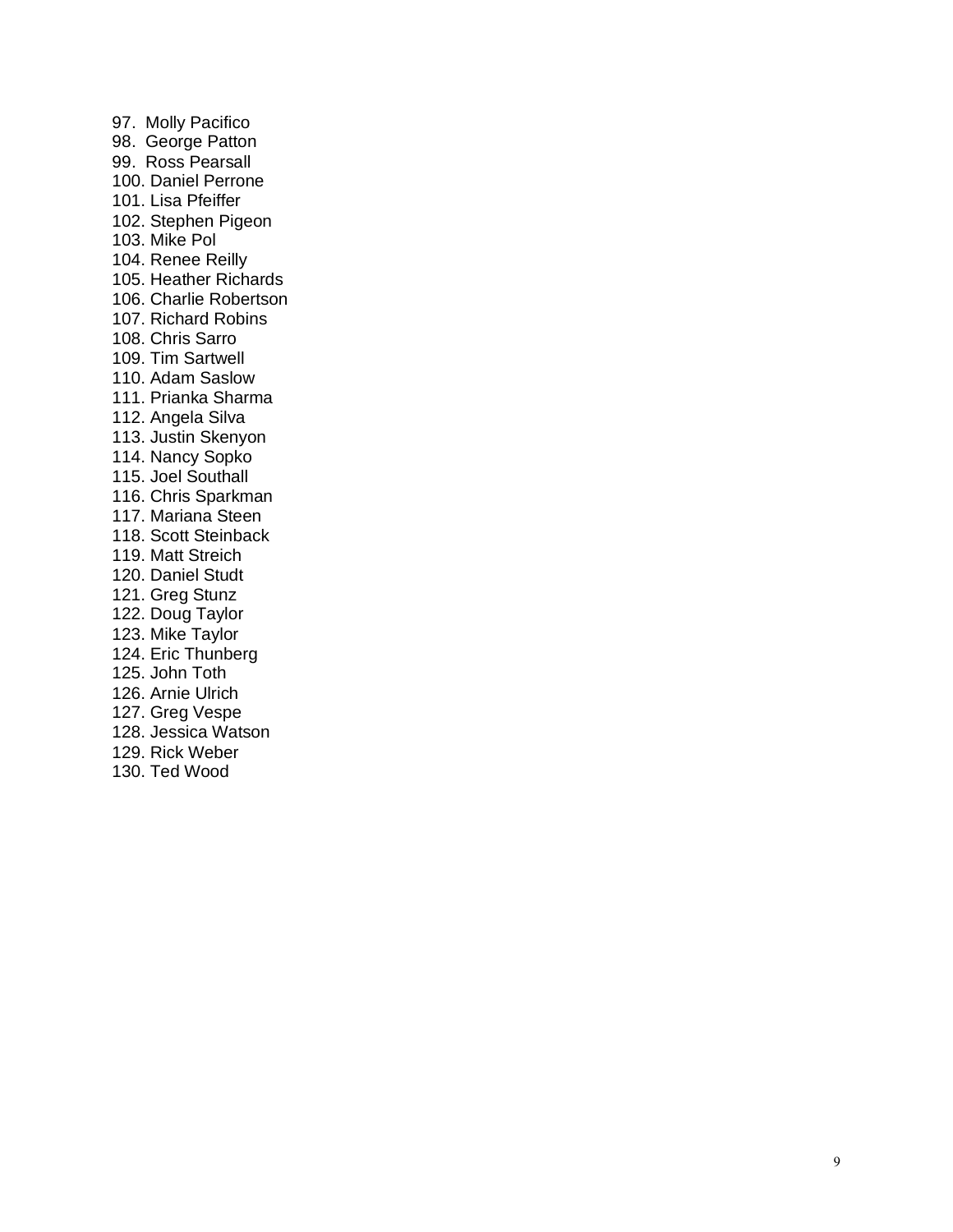97. Molly Pacifico
98. George Patton
99. Ross Pearsall
100. Daniel Perrone
101. Lisa Pfeiffer
102. Stephen Pigeon
103. Mike Pol
104. Renee Reilly
105. Heather Richards
106. Charlie Robertson
107. Richard Robins
108. Chris Sarro
109. Tim Sartwell
110. Adam Saslow
111. Prianka Sharma
112. Angela Silva
113. Justin Skenyon
114. Nancy Sopko
115. Joel Southall
116. Chris Sparkman
117. Mariana Steen
118. Scott Steinback
119. Matt Streich
120. Daniel Studt
121. Greg Stunz
122. Doug Taylor
123. Mike Taylor
124. Eric Thunberg
125. John Toth
126. Arnie Ulrich
127. Greg Vespe
128. Jessica Watson
129. Rick Weber
130. Ted Wood